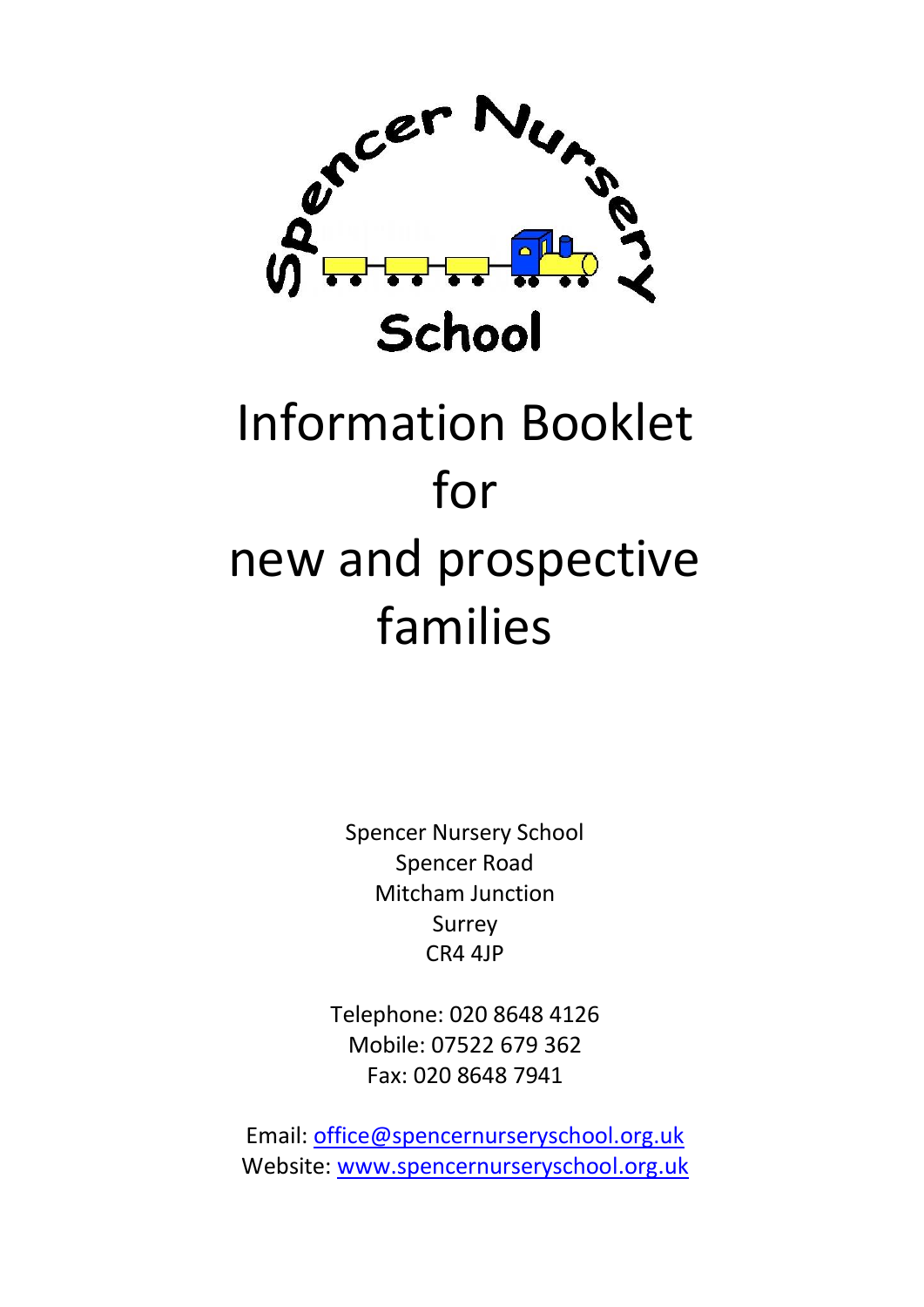Spencer Nursery School

# Information Booklet for new and prospective families

Spencer Nursery School
Spencer Road
Mitcham Junction
Surrey
CR4 4JP

Telephone: 020 8648 4126
Mobile: 07522 679 362
Fax: 020 8648 7941

Email: office@spencernurseryschool.org.uk
Website: www.spencernurseryschool.org.uk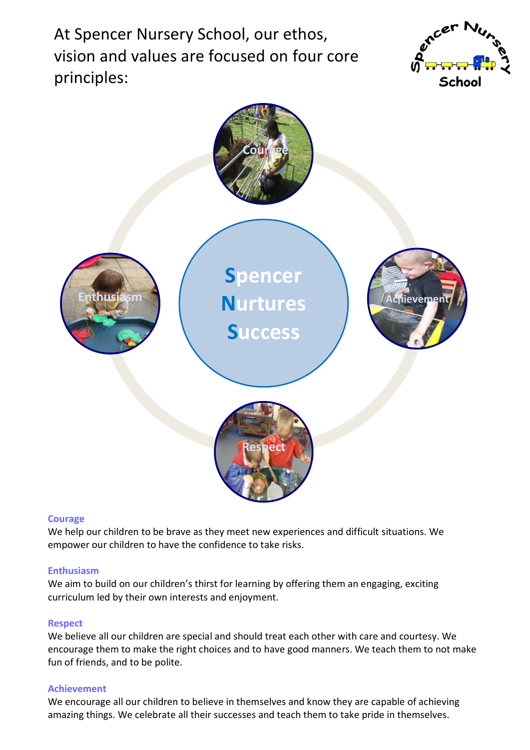At Spencer Nursery School, our ethos, vision and values are focused on four core principles:

Spencer Nurtures Success

Courage

Enthusiasm

Achievement

Respect

### Courage

We help our children to be brave as they meet new experiences and difficult situations. We empower our children to have the confidence to take risks.

### Enthusiasm

We aim to build on our children's thirst for learning by offering them an engaging, exciting curriculum led by their own interests and enjoyment.

### Respect

We believe all our children are special and should treat each other with care and courtesy. We encourage them to make the right choices and to have good manners. We teach them to not make fun of friends, and to be polite.

### Achievement

We encourage all our children to believe in themselves and know they are capable of achieving amazing things. We celebrate all their successes and teach them to take pride in themselves.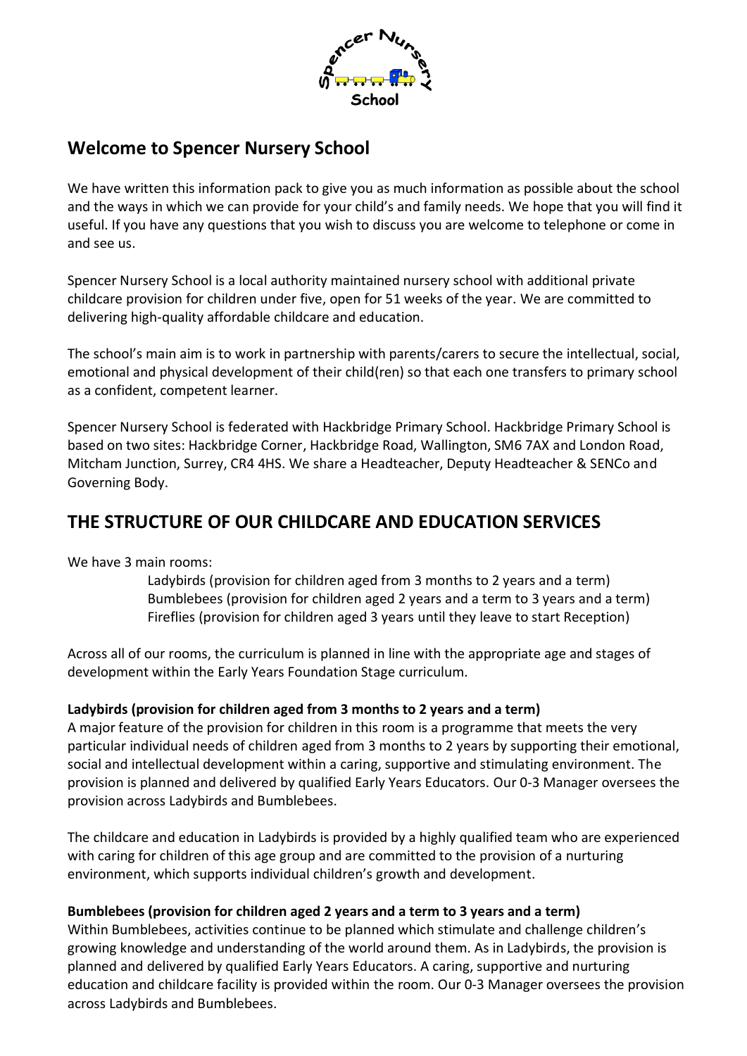## Welcome to Spencer Nursery School

We have written this information pack to give you as much information as possible about the school and the ways in which we can provide for your child's and family needs. We hope that you will find it useful. If you have any questions that you wish to discuss you are welcome to telephone or come in and see us.

Spencer Nursery School is a local authority maintained nursery school with additional private childcare provision for children under five, open for 51 weeks of the year. We are committed to delivering high-quality affordable childcare and education.

The school's main aim is to work in partnership with parents/carers to secure the intellectual, social, emotional and physical development of their child(ren) so that each one transfers to primary school as a confident, competent learner.

Spencer Nursery School is federated with Hackbridge Primary School. Hackbridge Primary School is based on two sites: Hackbridge Corner, Hackbridge Road, Wallington, SM6 7AX and London Road, Mitcham Junction, Surrey, CR4 4HS. We share a Headteacher, Deputy Headteacher & SENCo and Governing Body.

## THE STRUCTURE OF OUR CHILDCARE AND EDUCATION SERVICES

We have 3 main rooms:

Ladybirds (provision for children aged from 3 months to 2 years and a term)
Bumblebees (provision for children aged 2 years and a term to 3 years and a term)
Fireflies (provision for children aged 3 years until they leave to start Reception)

Across all of our rooms, the curriculum is planned in line with the appropriate age and stages of development within the Early Years Foundation Stage curriculum.

**Ladybirds (provision for children aged from 3 months to 2 years and a term)**
A major feature of the provision for children in this room is a programme that meets the very particular individual needs of children aged from 3 months to 2 years by supporting their emotional, social and intellectual development within a caring, supportive and stimulating environment. The provision is planned and delivered by qualified Early Years Educators. Our 0-3 Manager oversees the provision across Ladybirds and Bumblebees.

The childcare and education in Ladybirds is provided by a highly qualified team who are experienced with caring for children of this age group and are committed to the provision of a nurturing environment, which supports individual children's growth and development.

**Bumblebees (provision for children aged 2 years and a term to 3 years and a term)**
Within Bumblebees, activities continue to be planned which stimulate and challenge children's growing knowledge and understanding of the world around them. As in Ladybirds, the provision is planned and delivered by qualified Early Years Educators. A caring, supportive and nurturing education and childcare facility is provided within the room. Our 0-3 Manager oversees the provision across Ladybirds and Bumblebees.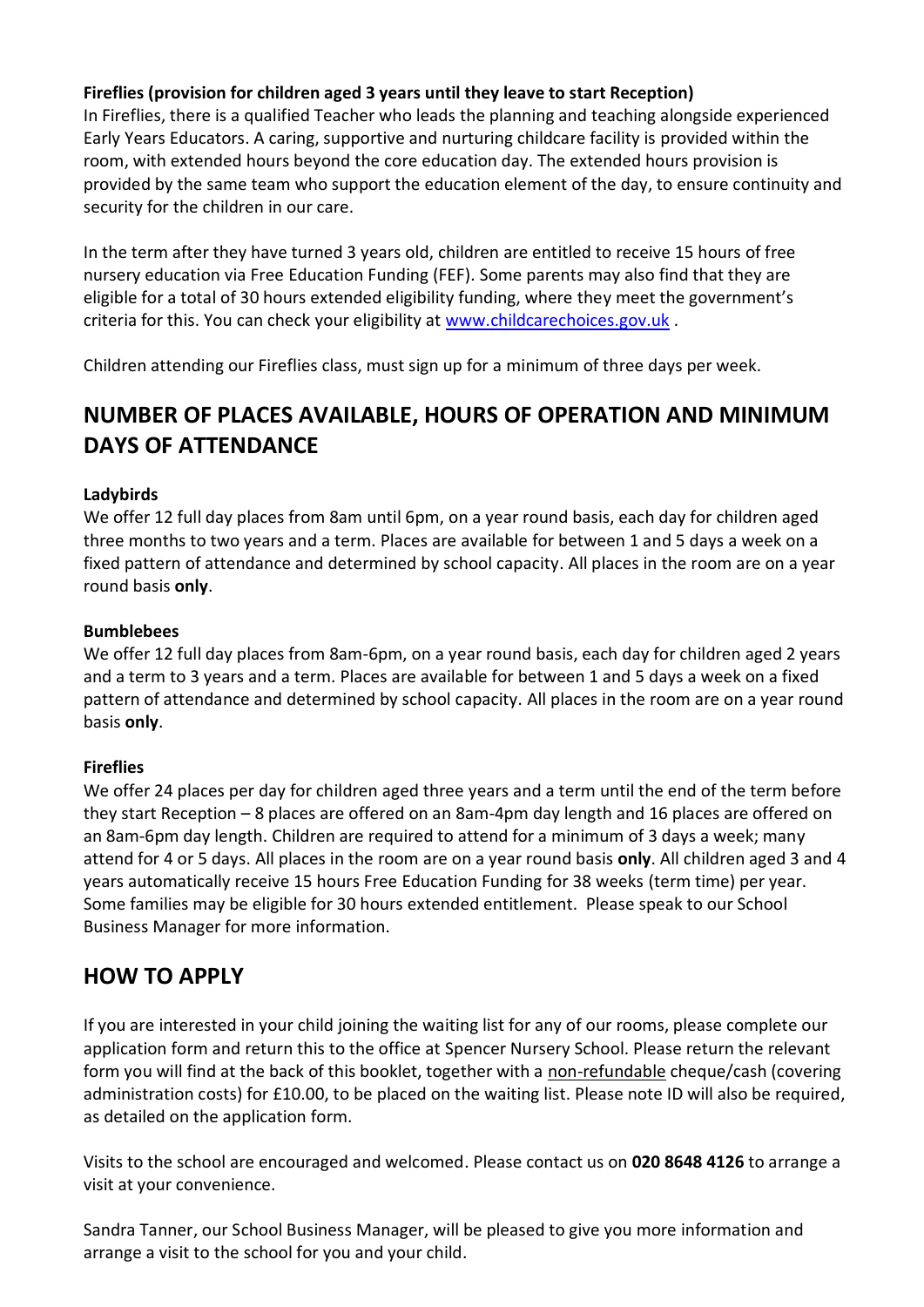**Fireflies (provision for children aged 3 years until they leave to start Reception)**

In Fireflies, there is a qualified Teacher who leads the planning and teaching alongside experienced Early Years Educators. A caring, supportive and nurturing childcare facility is provided within the room, with extended hours beyond the core education day. The extended hours provision is provided by the same team who support the education element of the day, to ensure continuity and security for the children in our care.

In the term after they have turned 3 years old, children are entitled to receive 15 hours of free nursery education via Free Education Funding (FEF). Some parents may also find that they are eligible for a total of 30 hours extended eligibility funding, where they meet the government's criteria for this. You can check your eligibility at www.childcarechoices.gov.uk .

Children attending our Fireflies class, must sign up for a minimum of three days per week.

## NUMBER OF PLACES AVAILABLE, HOURS OF OPERATION AND MINIMUM DAYS OF ATTENDANCE

**Ladybirds**

We offer 12 full day places from 8am until 6pm, on a year round basis, each day for children aged three months to two years and a term. Places are available for between 1 and 5 days a week on a fixed pattern of attendance and determined by school capacity. All places in the room are on a year round basis **only**.

**Bumblebees**

We offer 12 full day places from 8am-6pm, on a year round basis, each day for children aged 2 years and a term to 3 years and a term. Places are available for between 1 and 5 days a week on a fixed pattern of attendance and determined by school capacity. All places in the room are on a year round basis **only**.

**Fireflies**

We offer 24 places per day for children aged three years and a term until the end of the term before they start Reception – 8 places are offered on an 8am-4pm day length and 16 places are offered on an 8am-6pm day length. Children are required to attend for a minimum of 3 days a week; many attend for 4 or 5 days. All places in the room are on a year round basis **only**. All children aged 3 and 4 years automatically receive 15 hours Free Education Funding for 38 weeks (term time) per year. Some families may be eligible for 30 hours extended entitlement. Please speak to our School Business Manager for more information.

## HOW TO APPLY

If you are interested in your child joining the waiting list for any of our rooms, please complete our application form and return this to the office at Spencer Nursery School. Please return the relevant form you will find at the back of this booklet, together with a non-refundable cheque/cash (covering administration costs) for £10.00, to be placed on the waiting list. Please note ID will also be required, as detailed on the application form.

Visits to the school are encouraged and welcomed. Please contact us on **020 8648 4126** to arrange a visit at your convenience.

Sandra Tanner, our School Business Manager, will be pleased to give you more information and arrange a visit to the school for you and your child.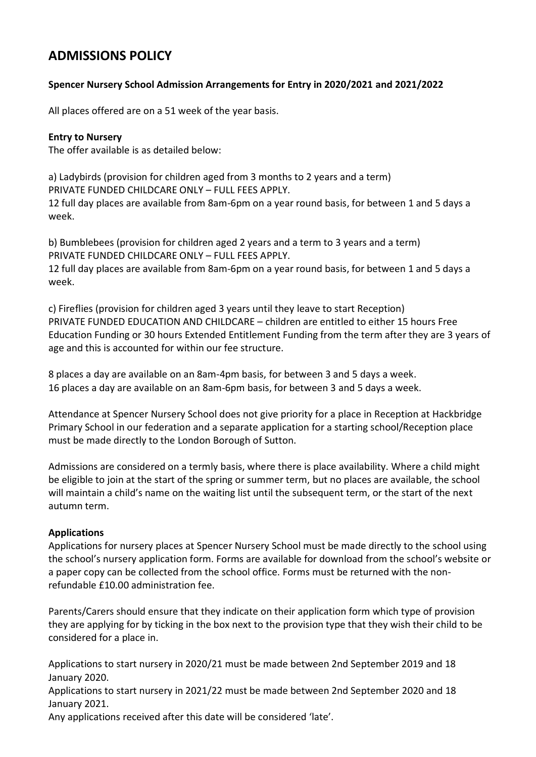# ADMISSIONS POLICY

**Spencer Nursery School Admission Arrangements for Entry in 2020/2021 and 2021/2022**

All places offered are on a 51 week of the year basis.

**Entry to Nursery**

The offer available is as detailed below:

a) Ladybirds (provision for children aged from 3 months to 2 years and a term)
PRIVATE FUNDED CHILDCARE ONLY – FULL FEES APPLY.
12 full day places are available from 8am-6pm on a year round basis, for between 1 and 5 days a week.

b) Bumblebees (provision for children aged 2 years and a term to 3 years and a term)
PRIVATE FUNDED CHILDCARE ONLY – FULL FEES APPLY.
12 full day places are available from 8am-6pm on a year round basis, for between 1 and 5 days a week.

c) Fireflies (provision for children aged 3 years until they leave to start Reception)
PRIVATE FUNDED EDUCATION AND CHILDCARE – children are entitled to either 15 hours Free Education Funding or 30 hours Extended Entitlement Funding from the term after they are 3 years of age and this is accounted for within our fee structure.

8 places a day are available on an 8am-4pm basis, for between 3 and 5 days a week.
16 places a day are available on an 8am-6pm basis, for between 3 and 5 days a week.

Attendance at Spencer Nursery School does not give priority for a place in Reception at Hackbridge Primary School in our federation and a separate application for a starting school/Reception place must be made directly to the London Borough of Sutton.

Admissions are considered on a termly basis, where there is place availability. Where a child might be eligible to join at the start of the spring or summer term, but no places are available, the school will maintain a child's name on the waiting list until the subsequent term, or the start of the next autumn term.

**Applications**

Applications for nursery places at Spencer Nursery School must be made directly to the school using the school's nursery application form. Forms are available for download from the school's website or a paper copy can be collected from the school office. Forms must be returned with the non-refundable £10.00 administration fee.

Parents/Carers should ensure that they indicate on their application form which type of provision they are applying for by ticking in the box next to the provision type that they wish their child to be considered for a place in.

Applications to start nursery in 2020/21 must be made between 2nd September 2019 and 18 January 2020.
Applications to start nursery in 2021/22 must be made between 2nd September 2020 and 18 January 2021.
Any applications received after this date will be considered 'late'.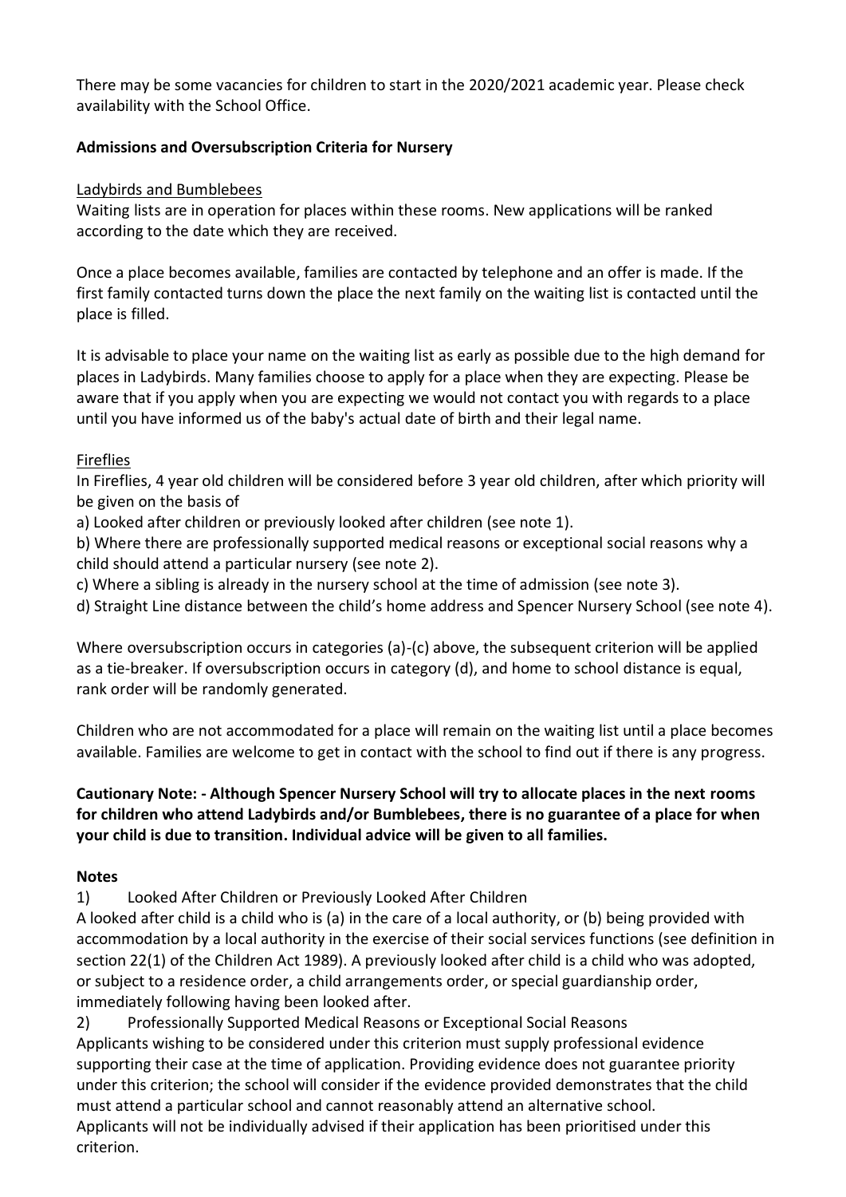There may be some vacancies for children to start in the 2020/2021 academic year. Please check availability with the School Office.

**Admissions and Oversubscription Criteria for Nursery**

Ladybirds and Bumblebees

Waiting lists are in operation for places within these rooms. New applications will be ranked according to the date which they are received.

Once a place becomes available, families are contacted by telephone and an offer is made. If the first family contacted turns down the place the next family on the waiting list is contacted until the place is filled.

It is advisable to place your name on the waiting list as early as possible due to the high demand for places in Ladybirds. Many families choose to apply for a place when they are expecting. Please be aware that if you apply when you are expecting we would not contact you with regards to a place until you have informed us of the baby's actual date of birth and their legal name.

Fireflies

In Fireflies, 4 year old children will be considered before 3 year old children, after which priority will be given on the basis of

a) Looked after children or previously looked after children (see note 1).

b) Where there are professionally supported medical reasons or exceptional social reasons why a child should attend a particular nursery (see note 2).

c) Where a sibling is already in the nursery school at the time of admission (see note 3).

d) Straight Line distance between the child's home address and Spencer Nursery School (see note 4).

Where oversubscription occurs in categories (a)-(c) above, the subsequent criterion will be applied as a tie-breaker. If oversubscription occurs in category (d), and home to school distance is equal, rank order will be randomly generated.

Children who are not accommodated for a place will remain on the waiting list until a place becomes available. Families are welcome to get in contact with the school to find out if there is any progress.

**Cautionary Note: - Although Spencer Nursery School will try to allocate places in the next rooms for children who attend Ladybirds and/or Bumblebees, there is no guarantee of a place for when your child is due to transition. Individual advice will be given to all families.**

**Notes**

1) Looked After Children or Previously Looked After Children

A looked after child is a child who is (a) in the care of a local authority, or (b) being provided with accommodation by a local authority in the exercise of their social services functions (see definition in section 22(1) of the Children Act 1989). A previously looked after child is a child who was adopted, or subject to a residence order, a child arrangements order, or special guardianship order, immediately following having been looked after.

2) Professionally Supported Medical Reasons or Exceptional Social Reasons

Applicants wishing to be considered under this criterion must supply professional evidence supporting their case at the time of application. Providing evidence does not guarantee priority under this criterion; the school will consider if the evidence provided demonstrates that the child must attend a particular school and cannot reasonably attend an alternative school.

Applicants will not be individually advised if their application has been prioritised under this criterion.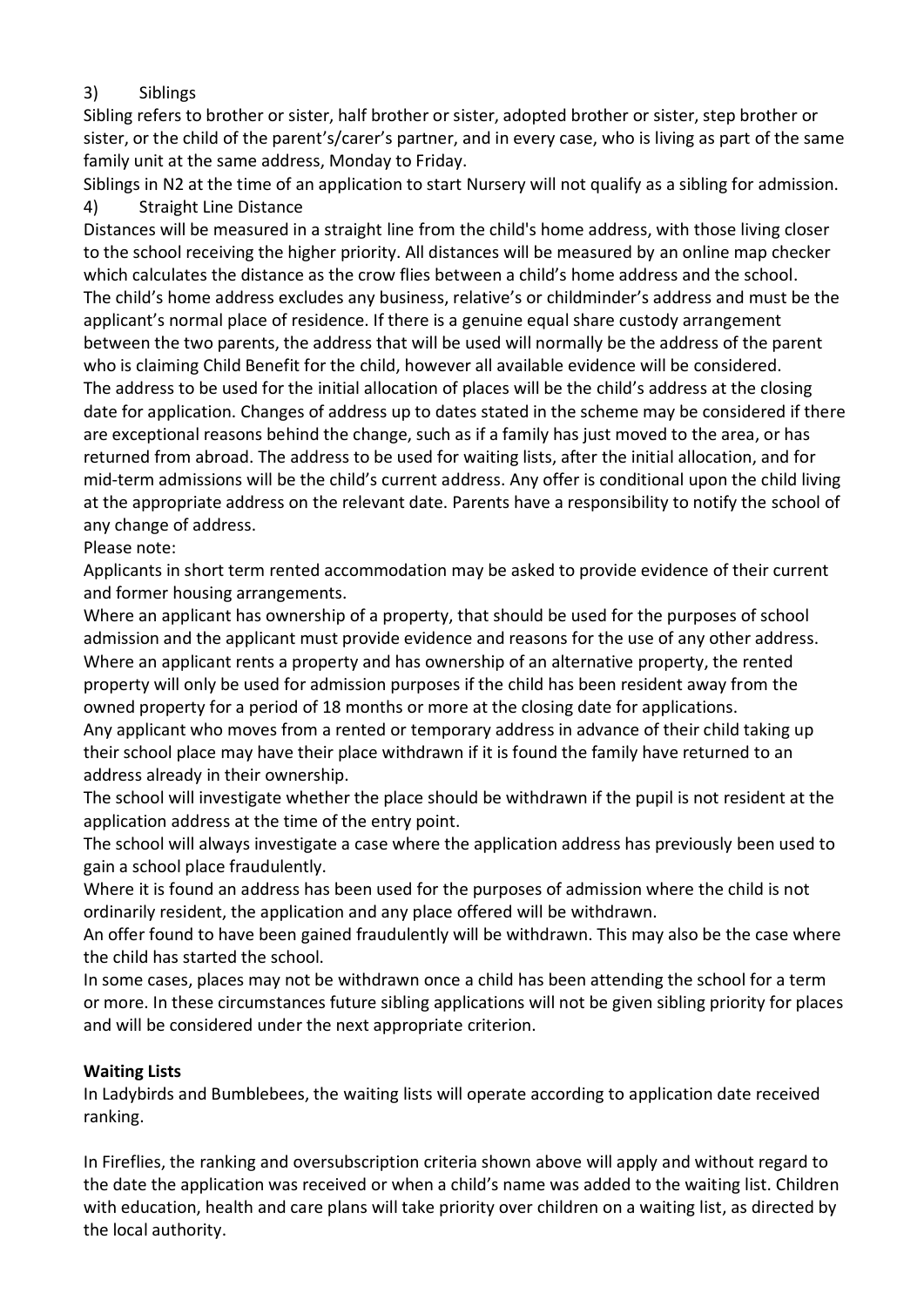3) Siblings

Sibling refers to brother or sister, half brother or sister, adopted brother or sister, step brother or sister, or the child of the parent's/carer's partner, and in every case, who is living as part of the same family unit at the same address, Monday to Friday.

Siblings in N2 at the time of an application to start Nursery will not qualify as a sibling for admission.

4) Straight Line Distance

Distances will be measured in a straight line from the child's home address, with those living closer to the school receiving the higher priority. All distances will be measured by an online map checker which calculates the distance as the crow flies between a child's home address and the school.

The child's home address excludes any business, relative's or childminder's address and must be the applicant's normal place of residence. If there is a genuine equal share custody arrangement between the two parents, the address that will be used will normally be the address of the parent who is claiming Child Benefit for the child, however all available evidence will be considered.

The address to be used for the initial allocation of places will be the child's address at the closing date for application. Changes of address up to dates stated in the scheme may be considered if there are exceptional reasons behind the change, such as if a family has just moved to the area, or has returned from abroad. The address to be used for waiting lists, after the initial allocation, and for mid-term admissions will be the child's current address. Any offer is conditional upon the child living at the appropriate address on the relevant date. Parents have a responsibility to notify the school of any change of address.

Please note:

Applicants in short term rented accommodation may be asked to provide evidence of their current and former housing arrangements.

Where an applicant has ownership of a property, that should be used for the purposes of school admission and the applicant must provide evidence and reasons for the use of any other address.

Where an applicant rents a property and has ownership of an alternative property, the rented property will only be used for admission purposes if the child has been resident away from the owned property for a period of 18 months or more at the closing date for applications.

Any applicant who moves from a rented or temporary address in advance of their child taking up their school place may have their place withdrawn if it is found the family have returned to an address already in their ownership.

The school will investigate whether the place should be withdrawn if the pupil is not resident at the application address at the time of the entry point.

The school will always investigate a case where the application address has previously been used to gain a school place fraudulently.

Where it is found an address has been used for the purposes of admission where the child is not ordinarily resident, the application and any place offered will be withdrawn.

An offer found to have been gained fraudulently will be withdrawn. This may also be the case where the child has started the school.

In some cases, places may not be withdrawn once a child has been attending the school for a term or more. In these circumstances future sibling applications will not be given sibling priority for places and will be considered under the next appropriate criterion.

**Waiting Lists**

In Ladybirds and Bumblebees, the waiting lists will operate according to application date received ranking.

In Fireflies, the ranking and oversubscription criteria shown above will apply and without regard to the date the application was received or when a child's name was added to the waiting list. Children with education, health and care plans will take priority over children on a waiting list, as directed by the local authority.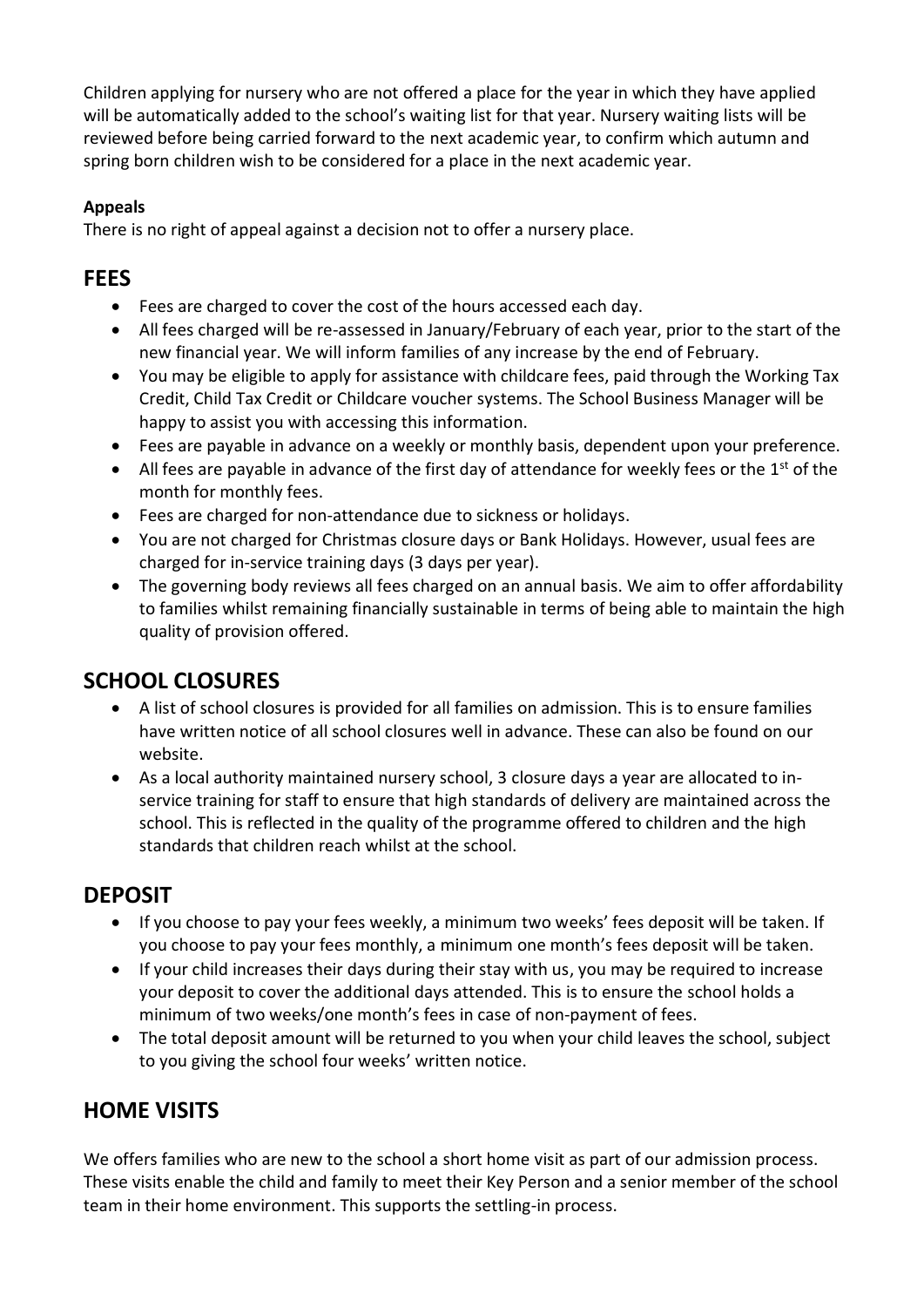Children applying for nursery who are not offered a place for the year in which they have applied will be automatically added to the school's waiting list for that year. Nursery waiting lists will be reviewed before being carried forward to the next academic year, to confirm which autumn and spring born children wish to be considered for a place in the next academic year.

**Appeals**

There is no right of appeal against a decision not to offer a nursery place.

## FEES

- Fees are charged to cover the cost of the hours accessed each day.
- All fees charged will be re-assessed in January/February of each year, prior to the start of the new financial year. We will inform families of any increase by the end of February.
- You may be eligible to apply for assistance with childcare fees, paid through the Working Tax Credit, Child Tax Credit or Childcare voucher systems. The School Business Manager will be happy to assist you with accessing this information.
- Fees are payable in advance on a weekly or monthly basis, dependent upon your preference.
- All fees are payable in advance of the first day of attendance for weekly fees or the 1st of the month for monthly fees.
- Fees are charged for non-attendance due to sickness or holidays.
- You are not charged for Christmas closure days or Bank Holidays. However, usual fees are charged for in-service training days (3 days per year).
- The governing body reviews all fees charged on an annual basis. We aim to offer affordability to families whilst remaining financially sustainable in terms of being able to maintain the high quality of provision offered.

## SCHOOL CLOSURES

- A list of school closures is provided for all families on admission. This is to ensure families have written notice of all school closures well in advance. These can also be found on our website.
- As a local authority maintained nursery school, 3 closure days a year are allocated to in-service training for staff to ensure that high standards of delivery are maintained across the school. This is reflected in the quality of the programme offered to children and the high standards that children reach whilst at the school.

## DEPOSIT

- If you choose to pay your fees weekly, a minimum two weeks' fees deposit will be taken. If you choose to pay your fees monthly, a minimum one month's fees deposit will be taken.
- If your child increases their days during their stay with us, you may be required to increase your deposit to cover the additional days attended. This is to ensure the school holds a minimum of two weeks/one month's fees in case of non-payment of fees.
- The total deposit amount will be returned to you when your child leaves the school, subject to you giving the school four weeks' written notice.

## HOME VISITS

We offers families who are new to the school a short home visit as part of our admission process. These visits enable the child and family to meet their Key Person and a senior member of the school team in their home environment. This supports the settling-in process.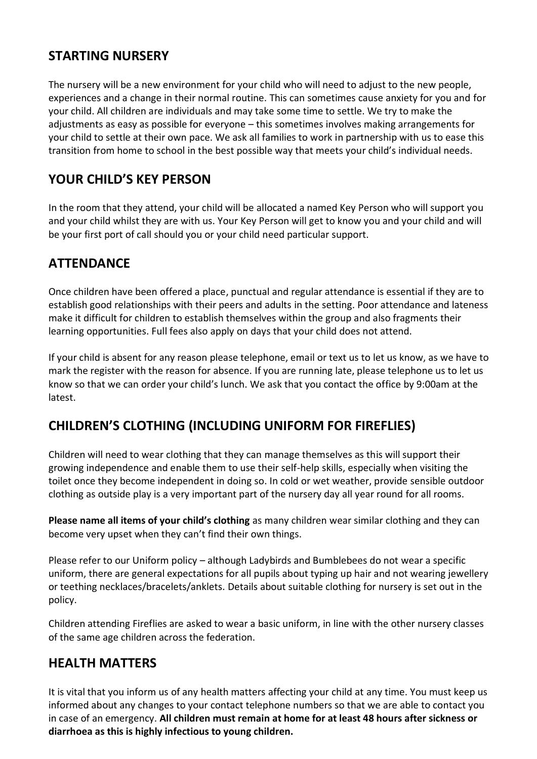## STARTING NURSERY

The nursery will be a new environment for your child who will need to adjust to the new people, experiences and a change in their normal routine. This can sometimes cause anxiety for you and for your child. All children are individuals and may take some time to settle. We try to make the adjustments as easy as possible for everyone – this sometimes involves making arrangements for your child to settle at their own pace. We ask all families to work in partnership with us to ease this transition from home to school in the best possible way that meets your child's individual needs.

## YOUR CHILD'S KEY PERSON

In the room that they attend, your child will be allocated a named Key Person who will support you and your child whilst they are with us. Your Key Person will get to know you and your child and will be your first port of call should you or your child need particular support.

## ATTENDANCE

Once children have been offered a place, punctual and regular attendance is essential if they are to establish good relationships with their peers and adults in the setting. Poor attendance and lateness make it difficult for children to establish themselves within the group and also fragments their learning opportunities. Full fees also apply on days that your child does not attend.

If your child is absent for any reason please telephone, email or text us to let us know, as we have to mark the register with the reason for absence. If you are running late, please telephone us to let us know so that we can order your child's lunch. We ask that you contact the office by 9:00am at the latest.

## CHILDREN'S CLOTHING (INCLUDING UNIFORM FOR FIREFLIES)

Children will need to wear clothing that they can manage themselves as this will support their growing independence and enable them to use their self-help skills, especially when visiting the toilet once they become independent in doing so. In cold or wet weather, provide sensible outdoor clothing as outside play is a very important part of the nursery day all year round for all rooms.

**Please name all items of your child's clothing** as many children wear similar clothing and they can become very upset when they can't find their own things.

Please refer to our Uniform policy – although Ladybirds and Bumblebees do not wear a specific uniform, there are general expectations for all pupils about typing up hair and not wearing jewellery or teething necklaces/bracelets/anklets. Details about suitable clothing for nursery is set out in the policy.

Children attending Fireflies are asked to wear a basic uniform, in line with the other nursery classes of the same age children across the federation.

## HEALTH MATTERS

It is vital that you inform us of any health matters affecting your child at any time. You must keep us informed about any changes to your contact telephone numbers so that we are able to contact you in case of an emergency. **All children must remain at home for at least 48 hours after sickness or diarrhoea as this is highly infectious to young children.**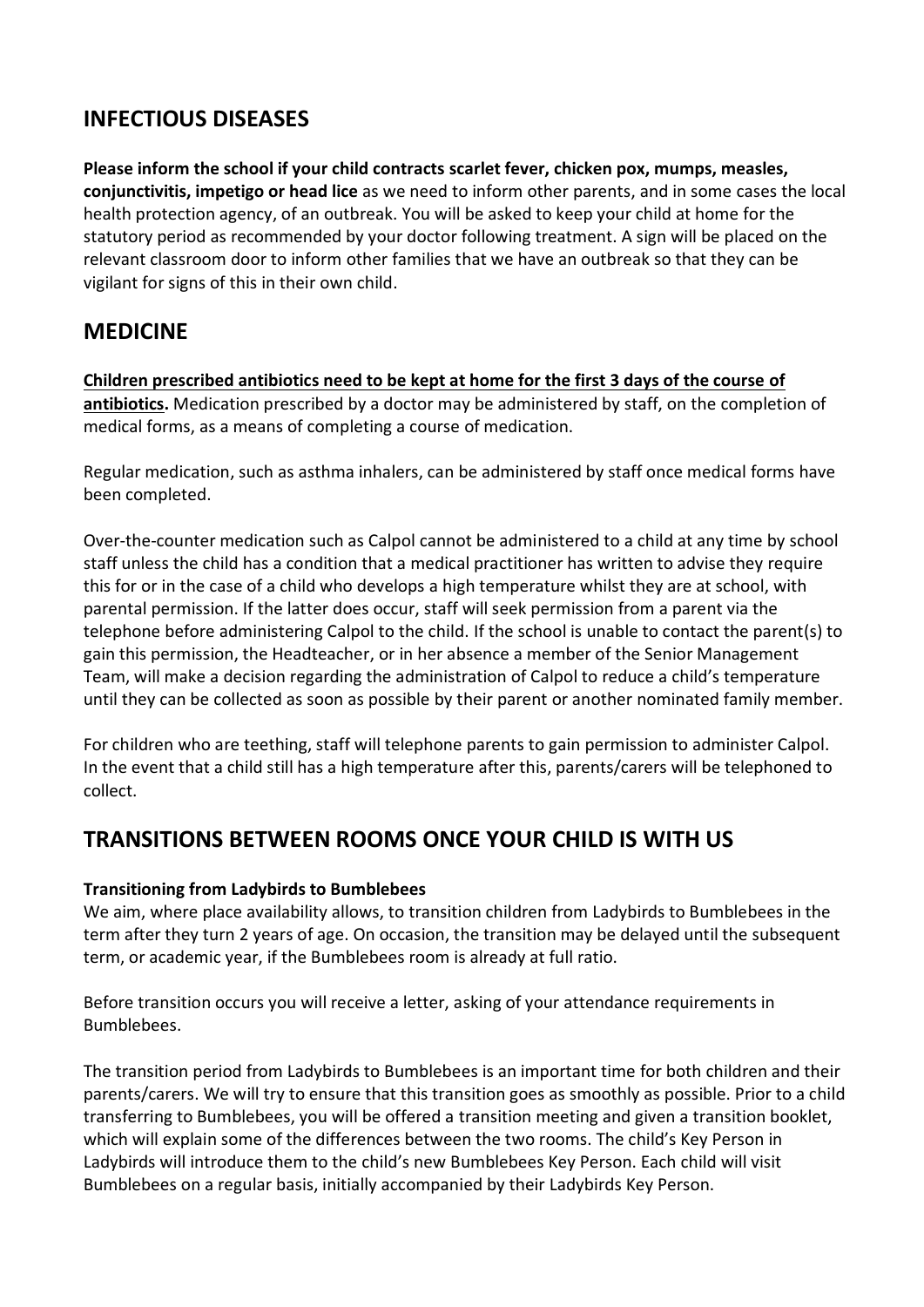## INFECTIOUS DISEASES

**Please inform the school if your child contracts scarlet fever, chicken pox, mumps, measles, conjunctivitis, impetigo or head lice** as we need to inform other parents, and in some cases the local health protection agency, of an outbreak. You will be asked to keep your child at home for the statutory period as recommended by your doctor following treatment. A sign will be placed on the relevant classroom door to inform other families that we have an outbreak so that they can be vigilant for signs of this in their own child.

## MEDICINE

<u>**Children prescribed antibiotics need to be kept at home for the first 3 days of the course of antibiotics.**</u> Medication prescribed by a doctor may be administered by staff, on the completion of medical forms, as a means of completing a course of medication.

Regular medication, such as asthma inhalers, can be administered by staff once medical forms have been completed.

Over-the-counter medication such as Calpol cannot be administered to a child at any time by school staff unless the child has a condition that a medical practitioner has written to advise they require this for or in the case of a child who develops a high temperature whilst they are at school, with parental permission. If the latter does occur, staff will seek permission from a parent via the telephone before administering Calpol to the child. If the school is unable to contact the parent(s) to gain this permission, the Headteacher, or in her absence a member of the Senior Management Team, will make a decision regarding the administration of Calpol to reduce a child's temperature until they can be collected as soon as possible by their parent or another nominated family member.

For children who are teething, staff will telephone parents to gain permission to administer Calpol. In the event that a child still has a high temperature after this, parents/carers will be telephoned to collect.

## TRANSITIONS BETWEEN ROOMS ONCE YOUR CHILD IS WITH US

**Transitioning from Ladybirds to Bumblebees**

We aim, where place availability allows, to transition children from Ladybirds to Bumblebees in the term after they turn 2 years of age. On occasion, the transition may be delayed until the subsequent term, or academic year, if the Bumblebees room is already at full ratio.

Before transition occurs you will receive a letter, asking of your attendance requirements in Bumblebees.

The transition period from Ladybirds to Bumblebees is an important time for both children and their parents/carers. We will try to ensure that this transition goes as smoothly as possible. Prior to a child transferring to Bumblebees, you will be offered a transition meeting and given a transition booklet, which will explain some of the differences between the two rooms. The child's Key Person in Ladybirds will introduce them to the child's new Bumblebees Key Person. Each child will visit Bumblebees on a regular basis, initially accompanied by their Ladybirds Key Person.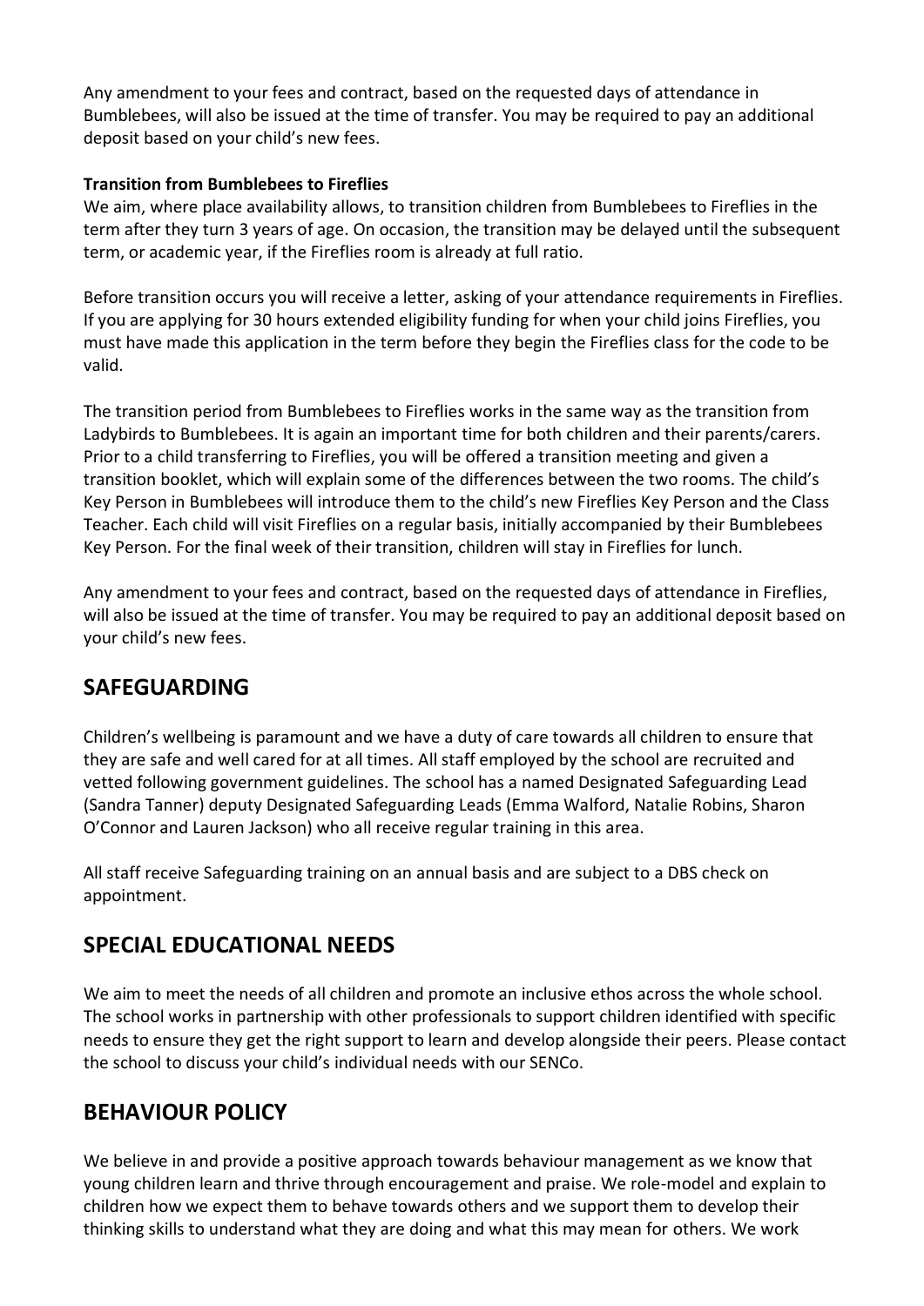Any amendment to your fees and contract, based on the requested days of attendance in Bumblebees, will also be issued at the time of transfer. You may be required to pay an additional deposit based on your child's new fees.

**Transition from Bumblebees to Fireflies**

We aim, where place availability allows, to transition children from Bumblebees to Fireflies in the term after they turn 3 years of age. On occasion, the transition may be delayed until the subsequent term, or academic year, if the Fireflies room is already at full ratio.

Before transition occurs you will receive a letter, asking of your attendance requirements in Fireflies. If you are applying for 30 hours extended eligibility funding for when your child joins Fireflies, you must have made this application in the term before they begin the Fireflies class for the code to be valid.

The transition period from Bumblebees to Fireflies works in the same way as the transition from Ladybirds to Bumblebees. It is again an important time for both children and their parents/carers. Prior to a child transferring to Fireflies, you will be offered a transition meeting and given a transition booklet, which will explain some of the differences between the two rooms. The child's Key Person in Bumblebees will introduce them to the child's new Fireflies Key Person and the Class Teacher. Each child will visit Fireflies on a regular basis, initially accompanied by their Bumblebees Key Person. For the final week of their transition, children will stay in Fireflies for lunch.

Any amendment to your fees and contract, based on the requested days of attendance in Fireflies, will also be issued at the time of transfer. You may be required to pay an additional deposit based on your child's new fees.

## SAFEGUARDING

Children's wellbeing is paramount and we have a duty of care towards all children to ensure that they are safe and well cared for at all times. All staff employed by the school are recruited and vetted following government guidelines. The school has a named Designated Safeguarding Lead (Sandra Tanner) deputy Designated Safeguarding Leads (Emma Walford, Natalie Robins, Sharon O'Connor and Lauren Jackson) who all receive regular training in this area.

All staff receive Safeguarding training on an annual basis and are subject to a DBS check on appointment.

## SPECIAL EDUCATIONAL NEEDS

We aim to meet the needs of all children and promote an inclusive ethos across the whole school. The school works in partnership with other professionals to support children identified with specific needs to ensure they get the right support to learn and develop alongside their peers. Please contact the school to discuss your child's individual needs with our SENCo.

## BEHAVIOUR POLICY

We believe in and provide a positive approach towards behaviour management as we know that young children learn and thrive through encouragement and praise. We role-model and explain to children how we expect them to behave towards others and we support them to develop their thinking skills to understand what they are doing and what this may mean for others. We work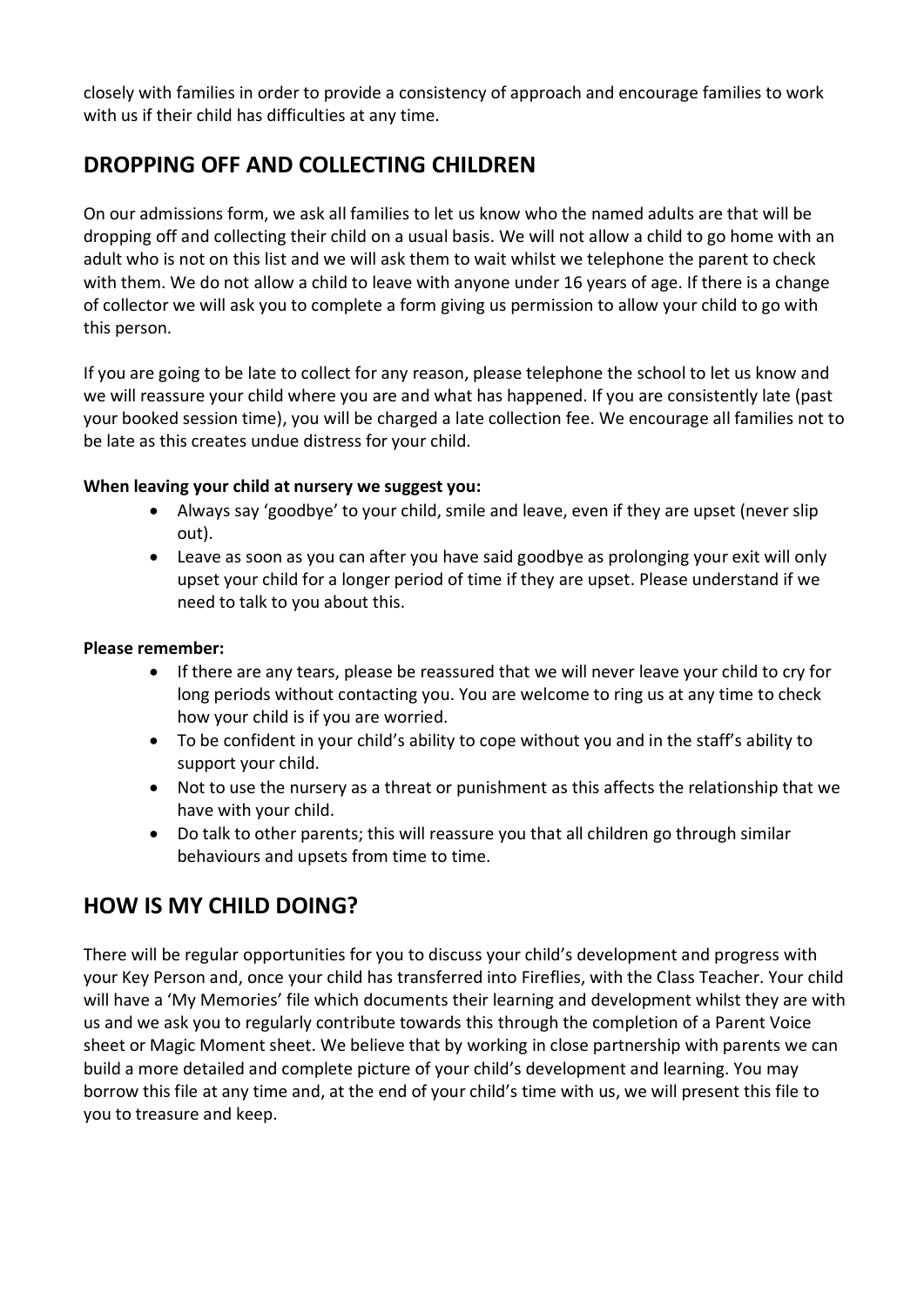closely with families in order to provide a consistency of approach and encourage families to work with us if their child has difficulties at any time.

## DROPPING OFF AND COLLECTING CHILDREN

On our admissions form, we ask all families to let us know who the named adults are that will be dropping off and collecting their child on a usual basis. We will not allow a child to go home with an adult who is not on this list and we will ask them to wait whilst we telephone the parent to check with them. We do not allow a child to leave with anyone under 16 years of age. If there is a change of collector we will ask you to complete a form giving us permission to allow your child to go with this person.

If you are going to be late to collect for any reason, please telephone the school to let us know and we will reassure your child where you are and what has happened. If you are consistently late (past your booked session time), you will be charged a late collection fee. We encourage all families not to be late as this creates undue distress for your child.

**When leaving your child at nursery we suggest you:**

- Always say 'goodbye' to your child, smile and leave, even if they are upset (never slip out).
- Leave as soon as you can after you have said goodbye as prolonging your exit will only upset your child for a longer period of time if they are upset. Please understand if we need to talk to you about this.

**Please remember:**

- If there are any tears, please be reassured that we will never leave your child to cry for long periods without contacting you. You are welcome to ring us at any time to check how your child is if you are worried.
- To be confident in your child's ability to cope without you and in the staff's ability to support your child.
- Not to use the nursery as a threat or punishment as this affects the relationship that we have with your child.
- Do talk to other parents; this will reassure you that all children go through similar behaviours and upsets from time to time.

## HOW IS MY CHILD DOING?

There will be regular opportunities for you to discuss your child's development and progress with your Key Person and, once your child has transferred into Fireflies, with the Class Teacher. Your child will have a 'My Memories' file which documents their learning and development whilst they are with us and we ask you to regularly contribute towards this through the completion of a Parent Voice sheet or Magic Moment sheet. We believe that by working in close partnership with parents we can build a more detailed and complete picture of your child's development and learning. You may borrow this file at any time and, at the end of your child's time with us, we will present this file to you to treasure and keep.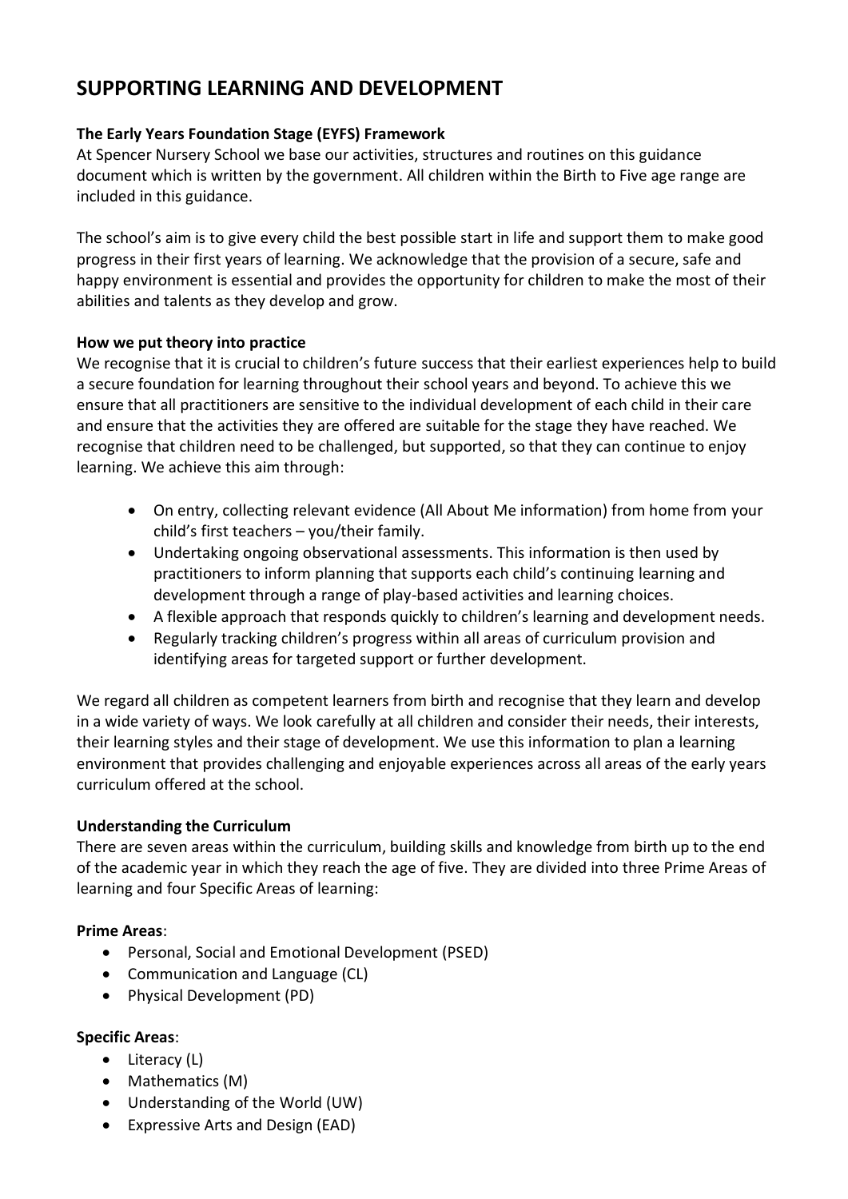# SUPPORTING LEARNING AND DEVELOPMENT

**The Early Years Foundation Stage (EYFS) Framework**

At Spencer Nursery School we base our activities, structures and routines on this guidance document which is written by the government. All children within the Birth to Five age range are included in this guidance.

The school's aim is to give every child the best possible start in life and support them to make good progress in their first years of learning. We acknowledge that the provision of a secure, safe and happy environment is essential and provides the opportunity for children to make the most of their abilities and talents as they develop and grow.

**How we put theory into practice**

We recognise that it is crucial to children's future success that their earliest experiences help to build a secure foundation for learning throughout their school years and beyond. To achieve this we ensure that all practitioners are sensitive to the individual development of each child in their care and ensure that the activities they are offered are suitable for the stage they have reached. We recognise that children need to be challenged, but supported, so that they can continue to enjoy learning. We achieve this aim through:

- On entry, collecting relevant evidence (All About Me information) from home from your child's first teachers – you/their family.
- Undertaking ongoing observational assessments. This information is then used by practitioners to inform planning that supports each child's continuing learning and development through a range of play-based activities and learning choices.
- A flexible approach that responds quickly to children's learning and development needs.
- Regularly tracking children's progress within all areas of curriculum provision and identifying areas for targeted support or further development.

We regard all children as competent learners from birth and recognise that they learn and develop in a wide variety of ways. We look carefully at all children and consider their needs, their interests, their learning styles and their stage of development. We use this information to plan a learning environment that provides challenging and enjoyable experiences across all areas of the early years curriculum offered at the school.

**Understanding the Curriculum**

There are seven areas within the curriculum, building skills and knowledge from birth up to the end of the academic year in which they reach the age of five. They are divided into three Prime Areas of learning and four Specific Areas of learning:

**Prime Areas**:

- Personal, Social and Emotional Development (PSED)
- Communication and Language (CL)
- Physical Development (PD)

**Specific Areas**:

- Literacy (L)
- Mathematics (M)
- Understanding of the World (UW)
- Expressive Arts and Design (EAD)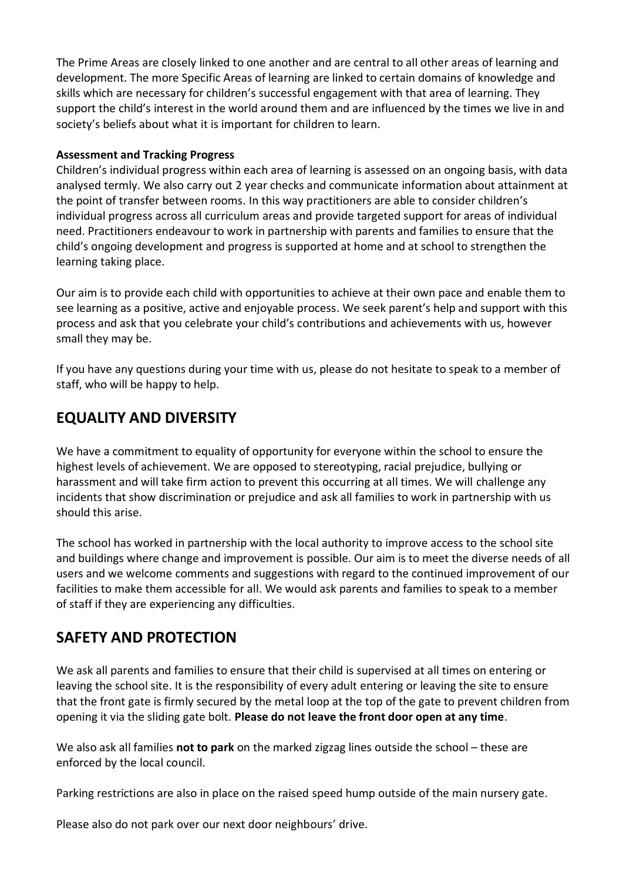The Prime Areas are closely linked to one another and are central to all other areas of learning and development. The more Specific Areas of learning are linked to certain domains of knowledge and skills which are necessary for children's successful engagement with that area of learning. They support the child's interest in the world around them and are influenced by the times we live in and society's beliefs about what it is important for children to learn.

**Assessment and Tracking Progress**

Children's individual progress within each area of learning is assessed on an ongoing basis, with data analysed termly. We also carry out 2 year checks and communicate information about attainment at the point of transfer between rooms. In this way practitioners are able to consider children's individual progress across all curriculum areas and provide targeted support for areas of individual need. Practitioners endeavour to work in partnership with parents and families to ensure that the child's ongoing development and progress is supported at home and at school to strengthen the learning taking place.

Our aim is to provide each child with opportunities to achieve at their own pace and enable them to see learning as a positive, active and enjoyable process. We seek parent's help and support with this process and ask that you celebrate your child's contributions and achievements with us, however small they may be.

If you have any questions during your time with us, please do not hesitate to speak to a member of staff, who will be happy to help.

## EQUALITY AND DIVERSITY

We have a commitment to equality of opportunity for everyone within the school to ensure the highest levels of achievement. We are opposed to stereotyping, racial prejudice, bullying or harassment and will take firm action to prevent this occurring at all times. We will challenge any incidents that show discrimination or prejudice and ask all families to work in partnership with us should this arise.

The school has worked in partnership with the local authority to improve access to the school site and buildings where change and improvement is possible. Our aim is to meet the diverse needs of all users and we welcome comments and suggestions with regard to the continued improvement of our facilities to make them accessible for all. We would ask parents and families to speak to a member of staff if they are experiencing any difficulties.

## SAFETY AND PROTECTION

We ask all parents and families to ensure that their child is supervised at all times on entering or leaving the school site. It is the responsibility of every adult entering or leaving the site to ensure that the front gate is firmly secured by the metal loop at the top of the gate to prevent children from opening it via the sliding gate bolt. **Please do not leave the front door open at any time**.

We also ask all families **not to park** on the marked zigzag lines outside the school – these are enforced by the local council.

Parking restrictions are also in place on the raised speed hump outside of the main nursery gate.

Please also do not park over our next door neighbours' drive.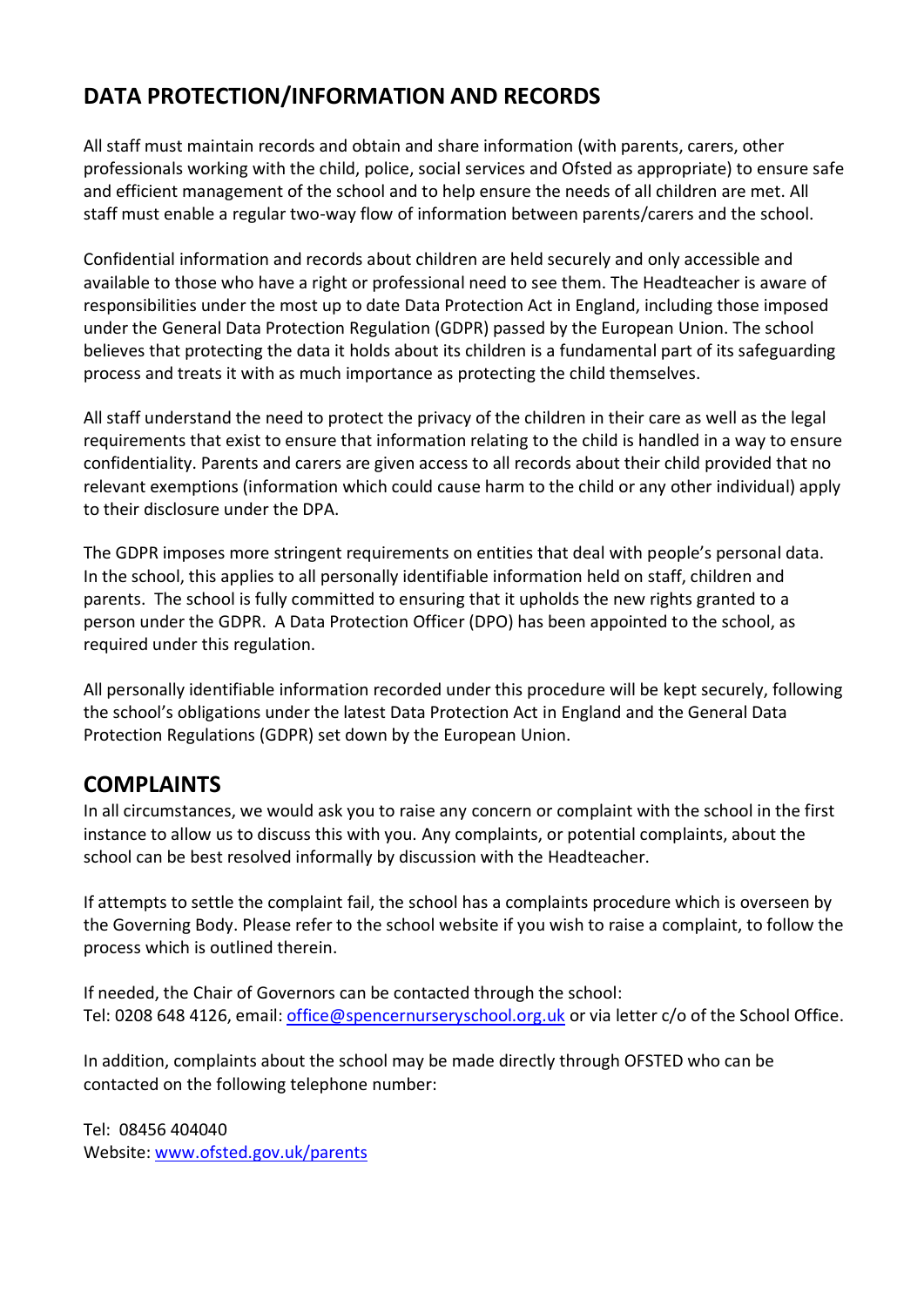## DATA PROTECTION/INFORMATION AND RECORDS

All staff must maintain records and obtain and share information (with parents, carers, other professionals working with the child, police, social services and Ofsted as appropriate) to ensure safe and efficient management of the school and to help ensure the needs of all children are met. All staff must enable a regular two-way flow of information between parents/carers and the school.

Confidential information and records about children are held securely and only accessible and available to those who have a right or professional need to see them. The Headteacher is aware of responsibilities under the most up to date Data Protection Act in England, including those imposed under the General Data Protection Regulation (GDPR) passed by the European Union. The school believes that protecting the data it holds about its children is a fundamental part of its safeguarding process and treats it with as much importance as protecting the child themselves.

All staff understand the need to protect the privacy of the children in their care as well as the legal requirements that exist to ensure that information relating to the child is handled in a way to ensure confidentiality. Parents and carers are given access to all records about their child provided that no relevant exemptions (information which could cause harm to the child or any other individual) apply to their disclosure under the DPA.

The GDPR imposes more stringent requirements on entities that deal with people's personal data. In the school, this applies to all personally identifiable information held on staff, children and parents. The school is fully committed to ensuring that it upholds the new rights granted to a person under the GDPR. A Data Protection Officer (DPO) has been appointed to the school, as required under this regulation.

All personally identifiable information recorded under this procedure will be kept securely, following the school's obligations under the latest Data Protection Act in England and the General Data Protection Regulations (GDPR) set down by the European Union.

## COMPLAINTS

In all circumstances, we would ask you to raise any concern or complaint with the school in the first instance to allow us to discuss this with you. Any complaints, or potential complaints, about the school can be best resolved informally by discussion with the Headteacher.

If attempts to settle the complaint fail, the school has a complaints procedure which is overseen by the Governing Body. Please refer to the school website if you wish to raise a complaint, to follow the process which is outlined therein.

If needed, the Chair of Governors can be contacted through the school:
Tel: 0208 648 4126, email: office@spencernurseryschool.org.uk or via letter c/o of the School Office.

In addition, complaints about the school may be made directly through OFSTED who can be contacted on the following telephone number:

Tel: 08456 404040
Website: www.ofsted.gov.uk/parents